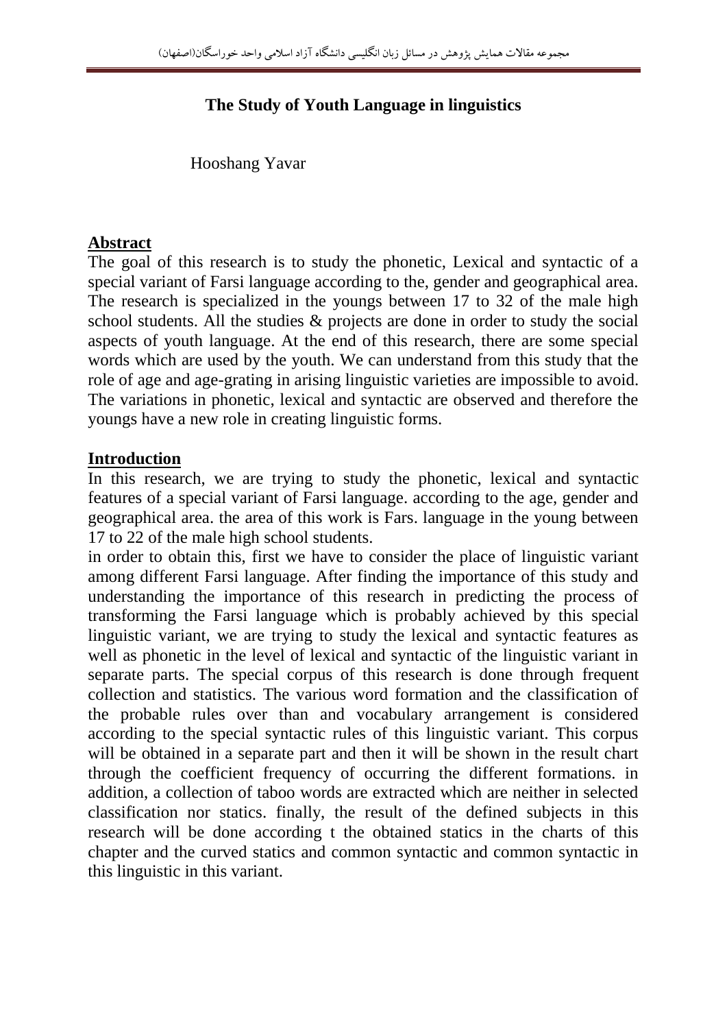# The Study of Youth Language in linguistics

Hooshang Yavar

## Abstract

The goal of this research is to study the phonetic, Lexical and syntactic of a special variant of Farsi language according to the, gender and geographical area. The research is specialized in the youngs between 17 to 32 of the male high school students. All the studies & projects are done in order to study the social aspects of youth language. At the end of this research, there are some special words which are used by the youth. We can understand from this study that the role of age and age-grating in arising linguistic varieties are impossible to avoid. The variations in phonetic, lexical and syntactic are observed and therefore the youngs have a new role in creating linguistic forms.

## Introduction

In this research, we are trying to study the phonetic, lexical and syntactic features of a special variant of Farsi language. according to the age, gender and geographical area. the area of this work is Fars. language in the young between 17 to 22 of the male high school students.

in order to obtain this, first we have to consider the place of linguistic variant among different Farsi language. After finding the importance of this study and understanding the importance of this research in predicting the process of transforming the Farsi language which is probably achieved by this special linguistic variant, we are trying to study the lexical and syntactic features as well as phonetic in the level of lexical and syntactic of the linguistic variant in separate parts. The special corpus of this research is done through frequent collection and statistics. The various word formation and the classification of the probable rules over than and vocabulary arrangement is considered according to the special syntactic rules of this linguistic variant. This corpus will be obtained in a separate part and then it will be shown in the result chart through the coefficient frequency of occurring the different formations. in addition, a collection of taboo words are extracted which are neither in selected classification nor statics. finally, the result of the defined subjects in this research will be done according t the obtained statics in the charts of this chapter and the curved statics and common syntactic and common syntactic in this linguistic in this variant.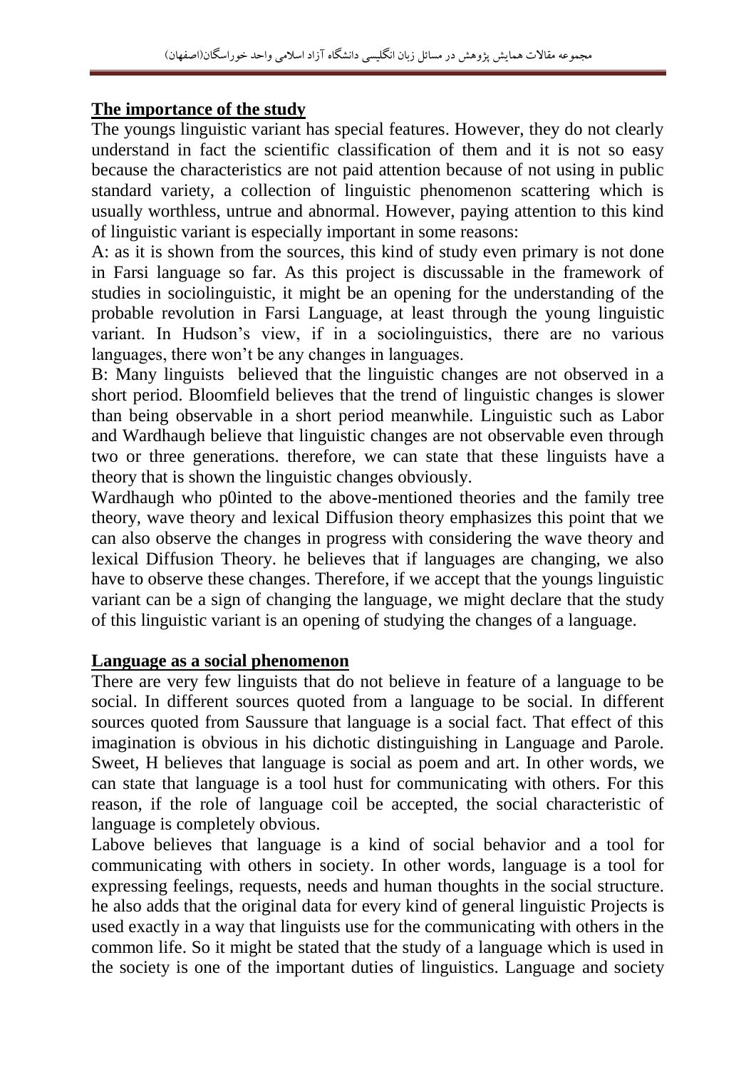## The importance of the study

The youngs linguistic variant has special features. However, they do not clearly understand in fact the scientific classification of them and it is not so easy because the characteristics are not paid attention because of not using in public standard variety, a collection of linguistic phenomenon scattering which is usually worthless, untrue and abnormal. However, paying attention to this kind of linguistic variant is especially important in some reasons:

A: as it is shown from the sources, this kind of study even primary is not done in Farsi language so far. As this project is discussable in the framework of studies in sociolinguistic, it might be an opening for the understanding of the probable revolution in Farsi Language, at least through the young linguistic variant. In Hudson's view, if in a sociolinguistics, there are no various languages, there won't be any changes in languages.

B: Many linguists believed that the linguistic changes are not observed in a short period. Bloomfield believes that the trend of linguistic changes is slower than being observable in a short period meanwhile. Linguistic such as Labor and Wardhaugh believe that linguistic changes are not observable even through two or three generations. therefore, we can state that these linguists have a theory that is shown the linguistic changes obviously.

Wardhaugh who p0inted to the above-mentioned theories and the family tree theory, wave theory and lexical Diffusion theory emphasizes this point that we can also observe the changes in progress with considering the wave theory and lexical Diffusion Theory. he believes that if languages are changing, we also have to observe these changes. Therefore, if we accept that the youngs linguistic variant can be a sign of changing the language, we might declare that the study of this linguistic variant is an opening of studying the changes of a language.

## Language as a social phenomenon

There are very few linguists that do not believe in feature of a language to be social. In different sources quoted from a language to be social. In different sources quoted from Saussure that language is a social fact. That effect of this imagination is obvious in his dichotic distinguishing in Language and Parole. Sweet, H believes that language is social as poem and art. In other words, we can state that language is a tool hust for communicating with others. For this reason, if the role of language coil be accepted, the social characteristic of language is completely obvious.

Labove believes that language is a kind of social behavior and a tool for communicating with others in society. In other words, language is a tool for expressing feelings, requests, needs and human thoughts in the social structure. he also adds that the original data for every kind of general linguistic Projects is used exactly in a way that linguists use for the communicating with others in the common life. So it might be stated that the study of a language which is used in the society is one of the important duties of linguistics. Language and society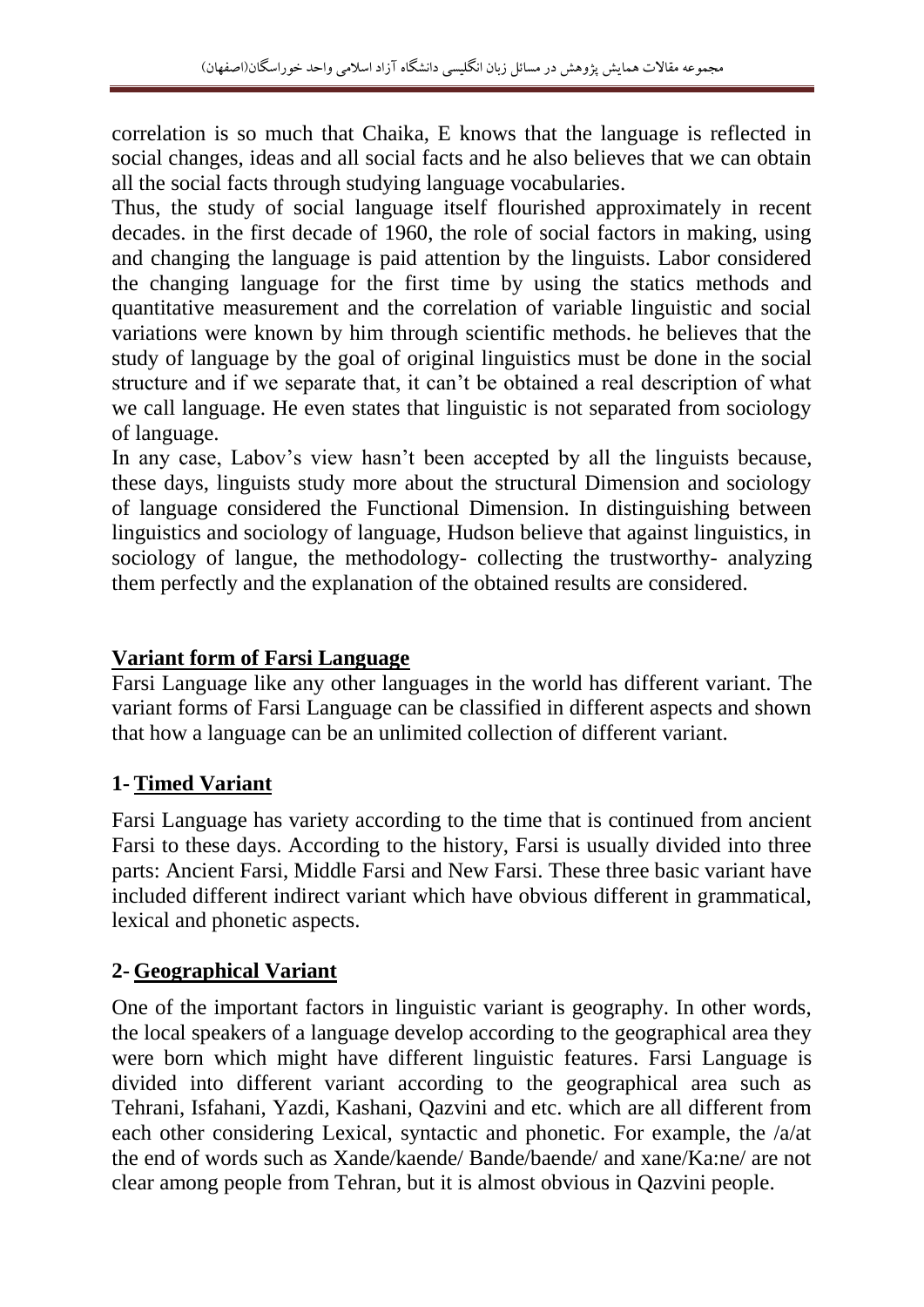correlation is so much that Chaika, E knows that the language is reflected in social changes, ideas and all social facts and he also believes that we can obtain all the social facts through studying language vocabularies.

Thus, the study of social language itself flourished approximately in recent decades. in the first decade of 1960, the role of social factors in making, using and changing the language is paid attention by the linguists. Labor considered the changing language for the first time by using the statics methods and quantitative measurement and the correlation of variable linguistic and social variations were known by him through scientific methods. he believes that the study of language by the goal of original linguistics must be done in the social structure and if we separate that, it can't be obtained a real description of what we call language. He even states that linguistic is not separated from sociology of language.

In any case, Labov's view hasn't been accepted by all the linguists because, these days, linguists study more about the structural Dimension and sociology of language considered the Functional Dimension. In distinguishing between linguistics and sociology of language, Hudson believe that against linguistics, in sociology of langue, the methodology- collecting the trustworthy- analyzing them perfectly and the explanation of the obtained results are considered.

## Variant form of Farsi Language

Farsi Language like any other languages in the world has different variant. The variant forms of Farsi Language can be classified in different aspects and shown that how a language can be an unlimited collection of different variant.

### 1- Timed Variant

Farsi Language has variety according to the time that is continued from ancient Farsi to these days. According to the history, Farsi is usually divided into three parts: Ancient Farsi, Middle Farsi and New Farsi. These three basic variant have included different indirect variant which have obvious different in grammatical, lexical and phonetic aspects.

### 2- Geographical Variant

One of the important factors in linguistic variant is geography. In other words, the local speakers of a language develop according to the geographical area they were born which might have different linguistic features. Farsi Language is divided into different variant according to the geographical area such as Tehrani, Isfahani, Yazdi, Kashani, Qazvini and etc. which are all different from each other considering Lexical, syntactic and phonetic. For example, the /a/at the end of words such as Xande/kaende/ Bande/baende/ and xane/Ka:ne/ are not clear among people from Tehran, but it is almost obvious in Qazvini people.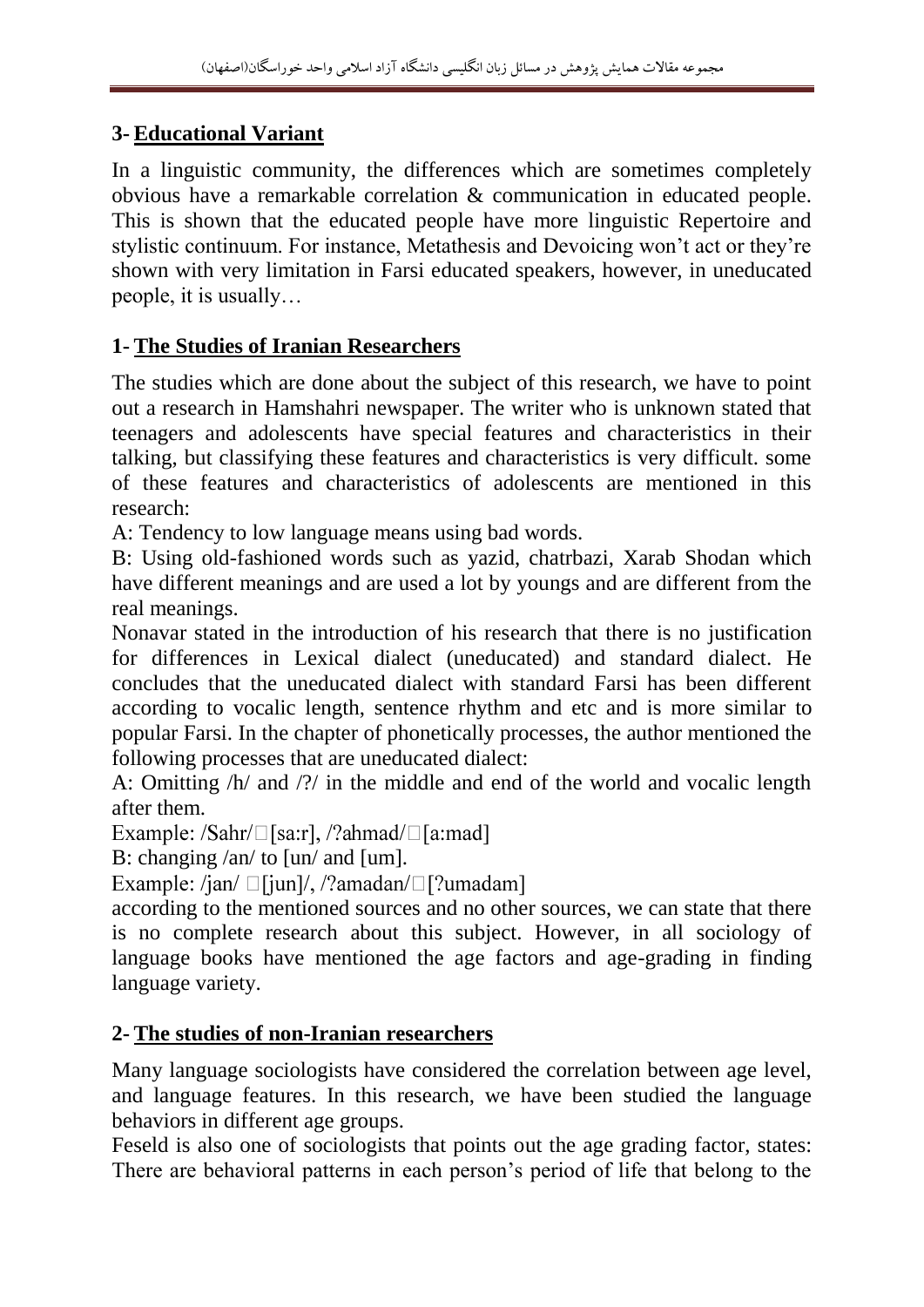## 3- Educational Variant

In a linguistic community, the differences which are sometimes completely obvious have a remarkable correlation & communication in educated people. This is shown that the educated people have more linguistic Repertoire and stylistic continuum. For instance, Metathesis and Devoicing won't act or they're shown with very limitation in Farsi educated speakers, however, in uneducated people, it is usually…

## 1- The Studies of Iranian Researchers

The studies which are done about the subject of this research, we have to point out a research in Hamshahri newspaper. The writer who is unknown stated that teenagers and adolescents have special features and characteristics in their talking, but classifying these features and characteristics is very difficult. some of these features and characteristics of adolescents are mentioned in this research:

A: Tendency to low language means using bad words.

B: Using old-fashioned words such as yazid, chatrbazi, Xarab Shodan which have different meanings and are used a lot by youngs and are different from the real meanings.

Nonavar stated in the introduction of his research that there is no justification for differences in Lexical dialect (uneducated) and standard dialect. He concludes that the uneducated dialect with standard Farsi has been different according to vocalic length, sentence rhythm and etc and is more similar to popular Farsi. In the chapter of phonetically processes, the author mentioned the following processes that are uneducated dialect:

A: Omitting /h/ and /?/ in the middle and end of the world and vocalic length after them.

Example: /Sahr/□[sa:r], /?ahmad/□[a:mad]

B: changing /an/ to [un/ and [um].

Example: /jan/ □[jun]/, /?amadan/□[?umadam]

according to the mentioned sources and no other sources, we can state that there is no complete research about this subject. However, in all sociology of language books have mentioned the age factors and age-grading in finding language variety.

## 2- The studies of non-Iranian researchers

Many language sociologists have considered the correlation between age level, and language features. In this research, we have been studied the language behaviors in different age groups.

Feseld is also one of sociologists that points out the age grading factor, states: There are behavioral patterns in each person's period of life that belong to the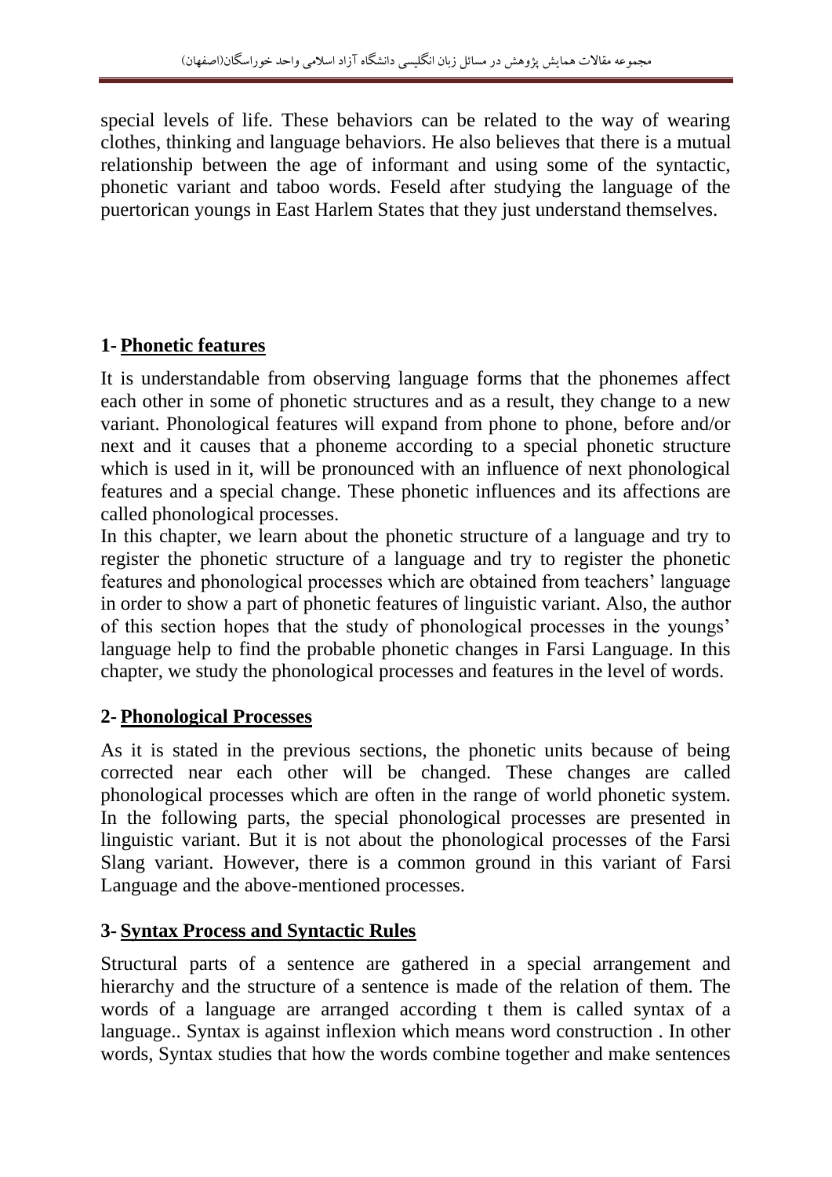special levels of life. These behaviors can be related to the way of wearing clothes, thinking and language behaviors. He also believes that there is a mutual relationship between the age of informant and using some of the syntactic, phonetic variant and taboo words. Feseld after studying the language of the puertorican youngs in East Harlem States that they just understand themselves.

## 1- Phonetic features

It is understandable from observing language forms that the phonemes affect each other in some of phonetic structures and as a result, they change to a new variant. Phonological features will expand from phone to phone, before and/or next and it causes that a phoneme according to a special phonetic structure which is used in it, will be pronounced with an influence of next phonological features and a special change. These phonetic influences and its affections are called phonological processes.

In this chapter, we learn about the phonetic structure of a language and try to register the phonetic structure of a language and try to register the phonetic features and phonological processes which are obtained from teachers' language in order to show a part of phonetic features of linguistic variant. Also, the author of this section hopes that the study of phonological processes in the youngs' language help to find the probable phonetic changes in Farsi Language. In this chapter, we study the phonological processes and features in the level of words.

## 2- Phonological Processes

As it is stated in the previous sections, the phonetic units because of being corrected near each other will be changed. These changes are called phonological processes which are often in the range of world phonetic system. In the following parts, the special phonological processes are presented in linguistic variant. But it is not about the phonological processes of the Farsi Slang variant. However, there is a common ground in this variant of Farsi Language and the above-mentioned processes.

## 3- Syntax Process and Syntactic Rules

Structural parts of a sentence are gathered in a special arrangement and hierarchy and the structure of a sentence is made of the relation of them. The words of a language are arranged according t them is called syntax of a language.. Syntax is against inflexion which means word construction . In other words, Syntax studies that how the words combine together and make sentences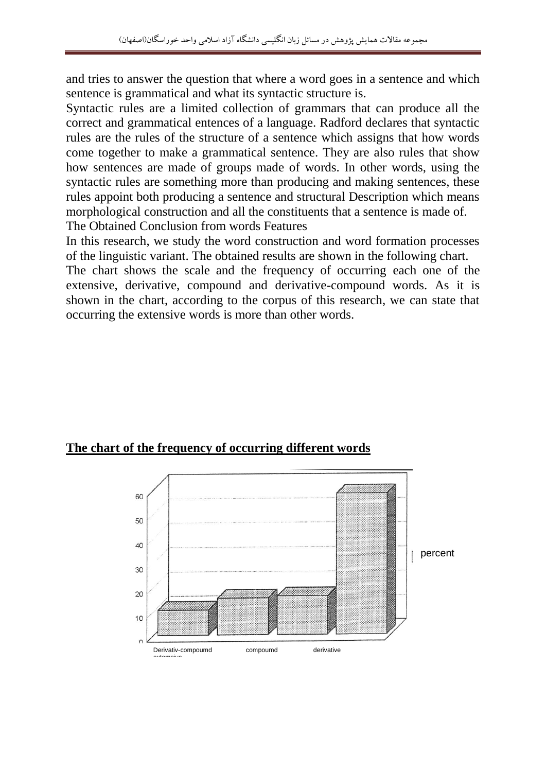and tries to answer the question that where a word goes in a sentence and which sentence is grammatical and what its syntactic structure is.

Syntactic rules are a limited collection of grammars that can produce all the correct and grammatical entences of a language. Radford declares that syntactic rules are the rules of the structure of a sentence which assigns that how words come together to make a grammatical sentence. They are also rules that show how sentences are made of groups made of words. In other words, using the syntactic rules are something more than producing and making sentences, these rules appoint both producing a sentence and structural Description which means morphological construction and all the constituents that a sentence is made of.

The Obtained Conclusion from words Features

In this research, we study the word construction and word formation processes of the linguistic variant. The obtained results are shown in the following chart.

The chart shows the scale and the frequency of occurring each one of the extensive, derivative, compound and derivative-compound words. As it is shown in the chart, according to the corpus of this research, we can state that occurring the extensive words is more than other words.

**The chart of the frequency of occurring different words**

60
50
40
30
20
10
0

percent

Derivativ-compoumd compoumd derivative extensive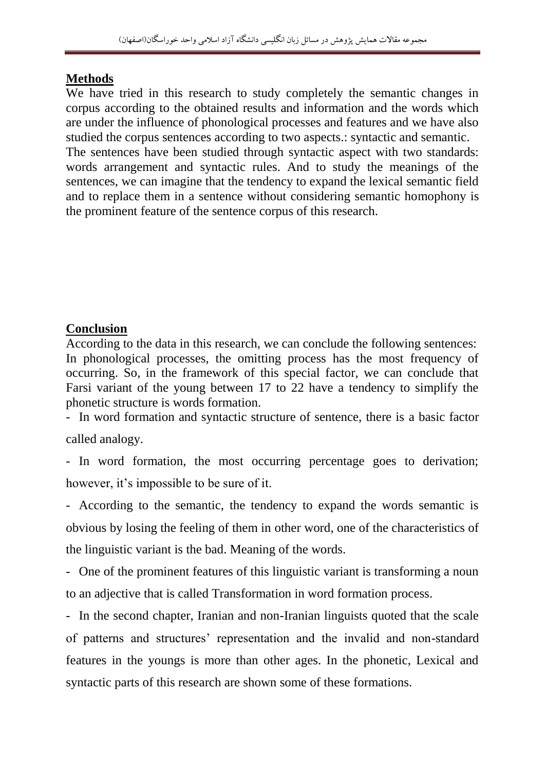## Methods

We have tried in this research to study completely the semantic changes in corpus according to the obtained results and information and the words which are under the influence of phonological processes and features and we have also studied the corpus sentences according to two aspects.: syntactic and semantic. The sentences have been studied through syntactic aspect with two standards: words arrangement and syntactic rules. And to study the meanings of the sentences, we can imagine that the tendency to expand the lexical semantic field and to replace them in a sentence without considering semantic homophony is the prominent feature of the sentence corpus of this research.

## Conclusion

According to the data in this research, we can conclude the following sentences: In phonological processes, the omitting process has the most frequency of occurring. So, in the framework of this special factor, we can conclude that Farsi variant of the young between 17 to 22 have a tendency to simplify the phonetic structure is words formation.

- In word formation and syntactic structure of sentence, there is a basic factor called analogy.
- In word formation, the most occurring percentage goes to derivation; however, it's impossible to be sure of it.
- According to the semantic, the tendency to expand the words semantic is obvious by losing the feeling of them in other word, one of the characteristics of the linguistic variant is the bad. Meaning of the words.
- One of the prominent features of this linguistic variant is transforming a noun to an adjective that is called Transformation in word formation process.
- In the second chapter, Iranian and non-Iranian linguists quoted that the scale of patterns and structures' representation and the invalid and non-standard features in the youngs is more than other ages. In the phonetic, Lexical and syntactic parts of this research are shown some of these formations.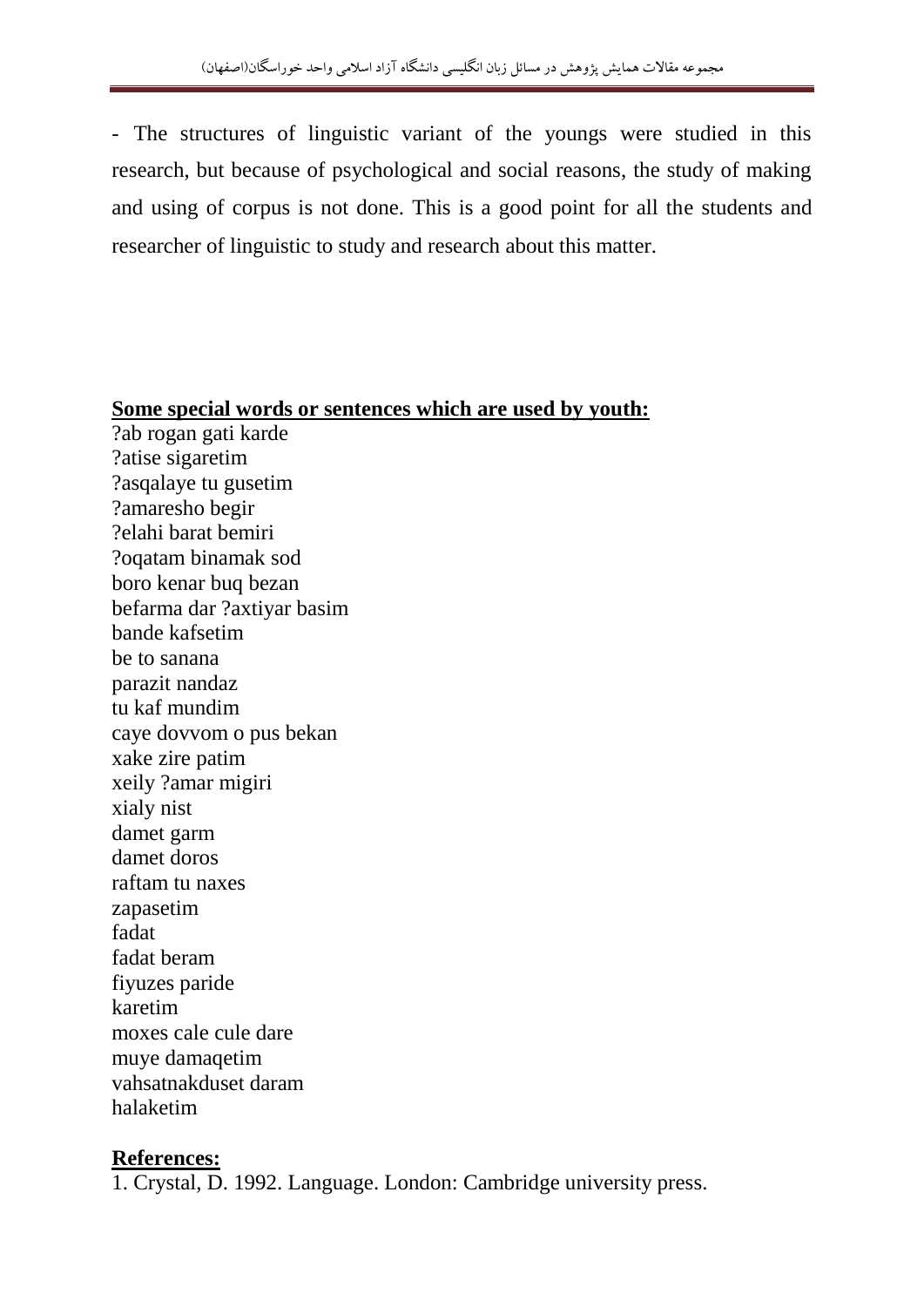- The structures of linguistic variant of the youngs were studied in this research, but because of psychological and social reasons, the study of making and using of corpus is not done. This is a good point for all the students and researcher of linguistic to study and research about this matter.

**Some special words or sentences which are used by youth:**

?ab rogan gati karde
?atise sigaretim
?asqalaye tu gusetim
?amaresho begir
?elahi barat bemiri
?oqatam binamak sod
boro kenar buq bezan
befarma dar ?axtiyar basim
bande kafsetim
be to sanana
parazit nandaz
tu kaf mundim
caye dovvom o pus bekan
xake zire patim
xeily ?amar migiri
xialy nist
damet garm
damet doros
raftam tu naxes
zapasetim
fadat
fadat beram
fiyuzes paride
karetim
moxes cale cule dare
muye damaqetim
vahsatnakduset daram
halaketim

**References:**

1. Crystal, D. 1992. Language. London: Cambridge university press.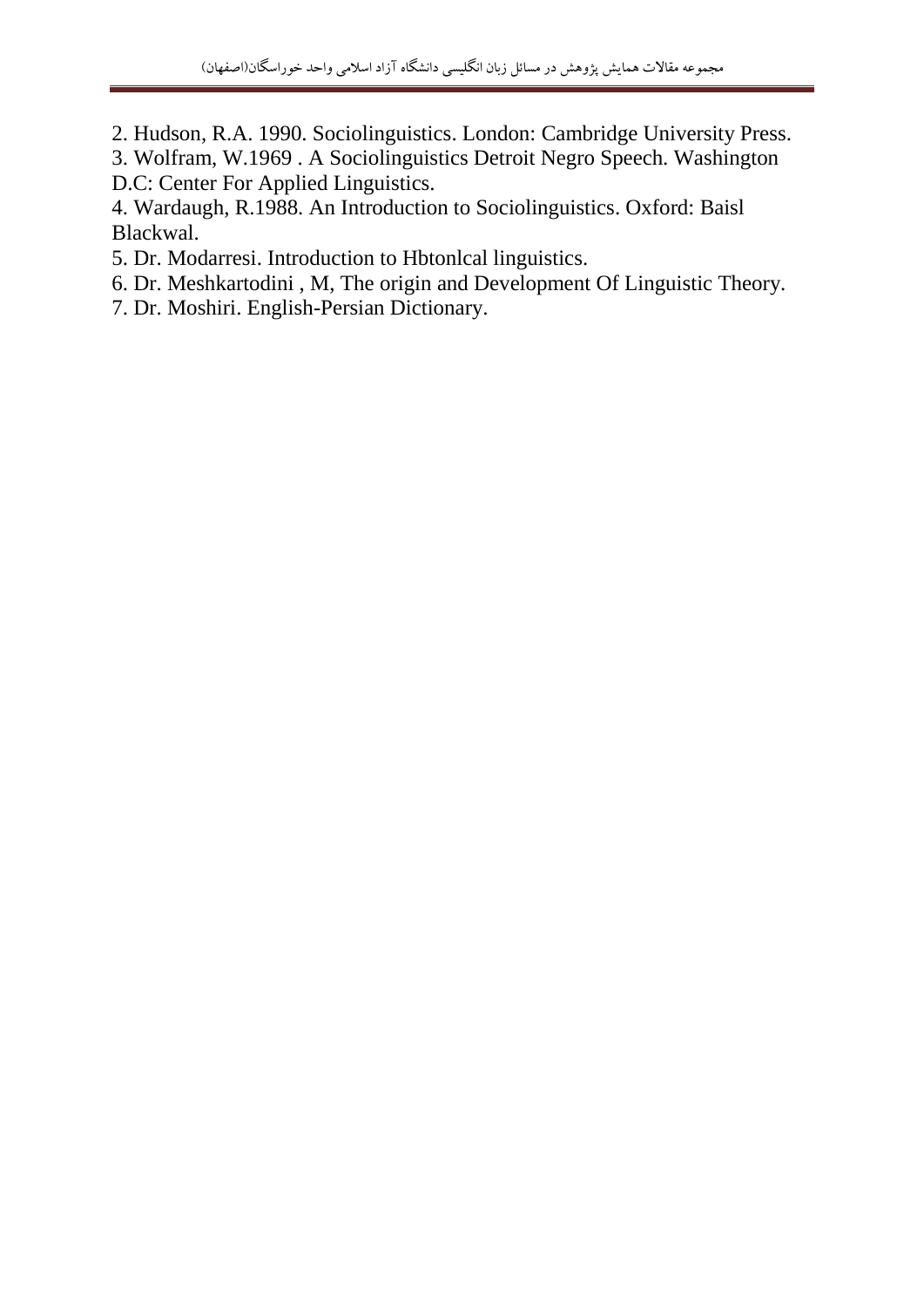2. Hudson, R.A. 1990. Sociolinguistics. London: Cambridge University Press.
3. Wolfram, W.1969 . A Sociolinguistics Detroit Negro Speech. Washington D.C: Center For Applied Linguistics.
4. Wardaugh, R.1988. An Introduction to Sociolinguistics. Oxford: Baisl Blackwal.
5. Dr. Modarresi. Introduction to Hbtonlcal linguistics.
6. Dr. Meshkartodini , M, The origin and Development Of Linguistic Theory.
7. Dr. Moshiri. English-Persian Dictionary.